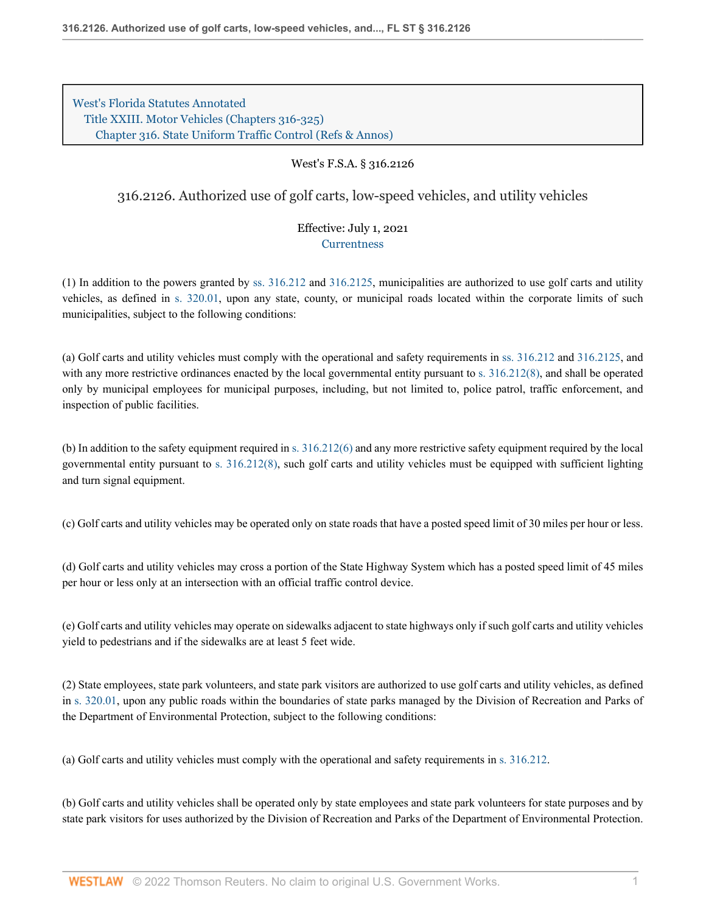West's Florida Statutes Annotated
Title XXIII. Motor Vehicles (Chapters 316-325)
Chapter 316. State Uniform Traffic Control (Refs & Annos)

West's F.S.A. § 316.2126

# 316.2126. Authorized use of golf carts, low-speed vehicles, and utility vehicles

Effective: July 1, 2021
Currentness

(1) In addition to the powers granted by ss. 316.212 and 316.2125, municipalities are authorized to use golf carts and utility vehicles, as defined in s. 320.01, upon any state, county, or municipal roads located within the corporate limits of such municipalities, subject to the following conditions:

(a) Golf carts and utility vehicles must comply with the operational and safety requirements in ss. 316.212 and 316.2125, and with any more restrictive ordinances enacted by the local governmental entity pursuant to s. 316.212(8), and shall be operated only by municipal employees for municipal purposes, including, but not limited to, police patrol, traffic enforcement, and inspection of public facilities.

(b) In addition to the safety equipment required in s. 316.212(6) and any more restrictive safety equipment required by the local governmental entity pursuant to s. 316.212(8), such golf carts and utility vehicles must be equipped with sufficient lighting and turn signal equipment.

(c) Golf carts and utility vehicles may be operated only on state roads that have a posted speed limit of 30 miles per hour or less.

(d) Golf carts and utility vehicles may cross a portion of the State Highway System which has a posted speed limit of 45 miles per hour or less only at an intersection with an official traffic control device.

(e) Golf carts and utility vehicles may operate on sidewalks adjacent to state highways only if such golf carts and utility vehicles yield to pedestrians and if the sidewalks are at least 5 feet wide.

(2) State employees, state park volunteers, and state park visitors are authorized to use golf carts and utility vehicles, as defined in s. 320.01, upon any public roads within the boundaries of state parks managed by the Division of Recreation and Parks of the Department of Environmental Protection, subject to the following conditions:

(a) Golf carts and utility vehicles must comply with the operational and safety requirements in s. 316.212.

(b) Golf carts and utility vehicles shall be operated only by state employees and state park volunteers for state purposes and by state park visitors for uses authorized by the Division of Recreation and Parks of the Department of Environmental Protection.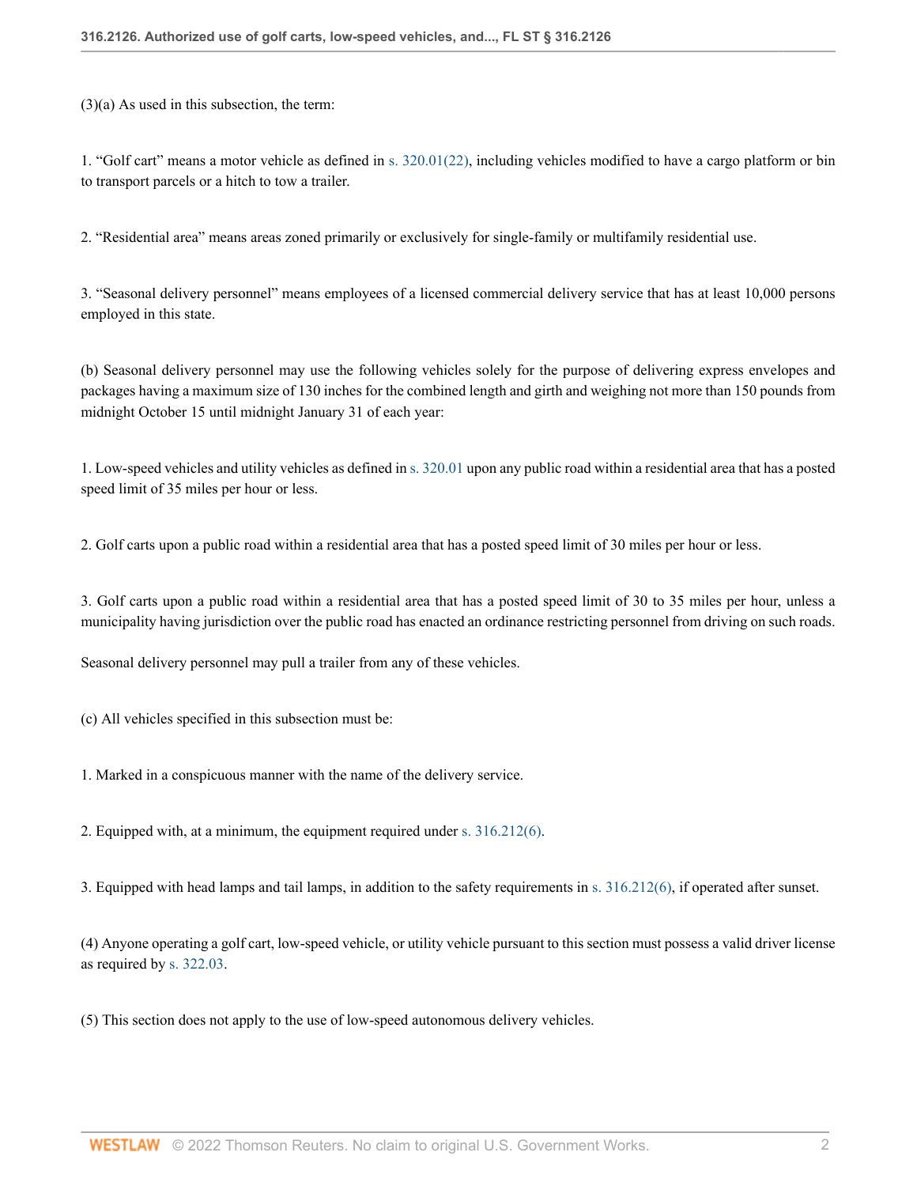(3)(a) As used in this subsection, the term:

1. “Golf cart” means a motor vehicle as defined in s. 320.01(22), including vehicles modified to have a cargo platform or bin to transport parcels or a hitch to tow a trailer.

2. “Residential area” means areas zoned primarily or exclusively for single-family or multifamily residential use.

3. “Seasonal delivery personnel” means employees of a licensed commercial delivery service that has at least 10,000 persons employed in this state.

(b) Seasonal delivery personnel may use the following vehicles solely for the purpose of delivering express envelopes and packages having a maximum size of 130 inches for the combined length and girth and weighing not more than 150 pounds from midnight October 15 until midnight January 31 of each year:

1. Low-speed vehicles and utility vehicles as defined in s. 320.01 upon any public road within a residential area that has a posted speed limit of 35 miles per hour or less.

2. Golf carts upon a public road within a residential area that has a posted speed limit of 30 miles per hour or less.

3. Golf carts upon a public road within a residential area that has a posted speed limit of 30 to 35 miles per hour, unless a municipality having jurisdiction over the public road has enacted an ordinance restricting personnel from driving on such roads.

Seasonal delivery personnel may pull a trailer from any of these vehicles.

(c) All vehicles specified in this subsection must be:

1. Marked in a conspicuous manner with the name of the delivery service.

2. Equipped with, at a minimum, the equipment required under s. 316.212(6).

3. Equipped with head lamps and tail lamps, in addition to the safety requirements in s. 316.212(6), if operated after sunset.

(4) Anyone operating a golf cart, low-speed vehicle, or utility vehicle pursuant to this section must possess a valid driver license as required by s. 322.03.

(5) This section does not apply to the use of low-speed autonomous delivery vehicles.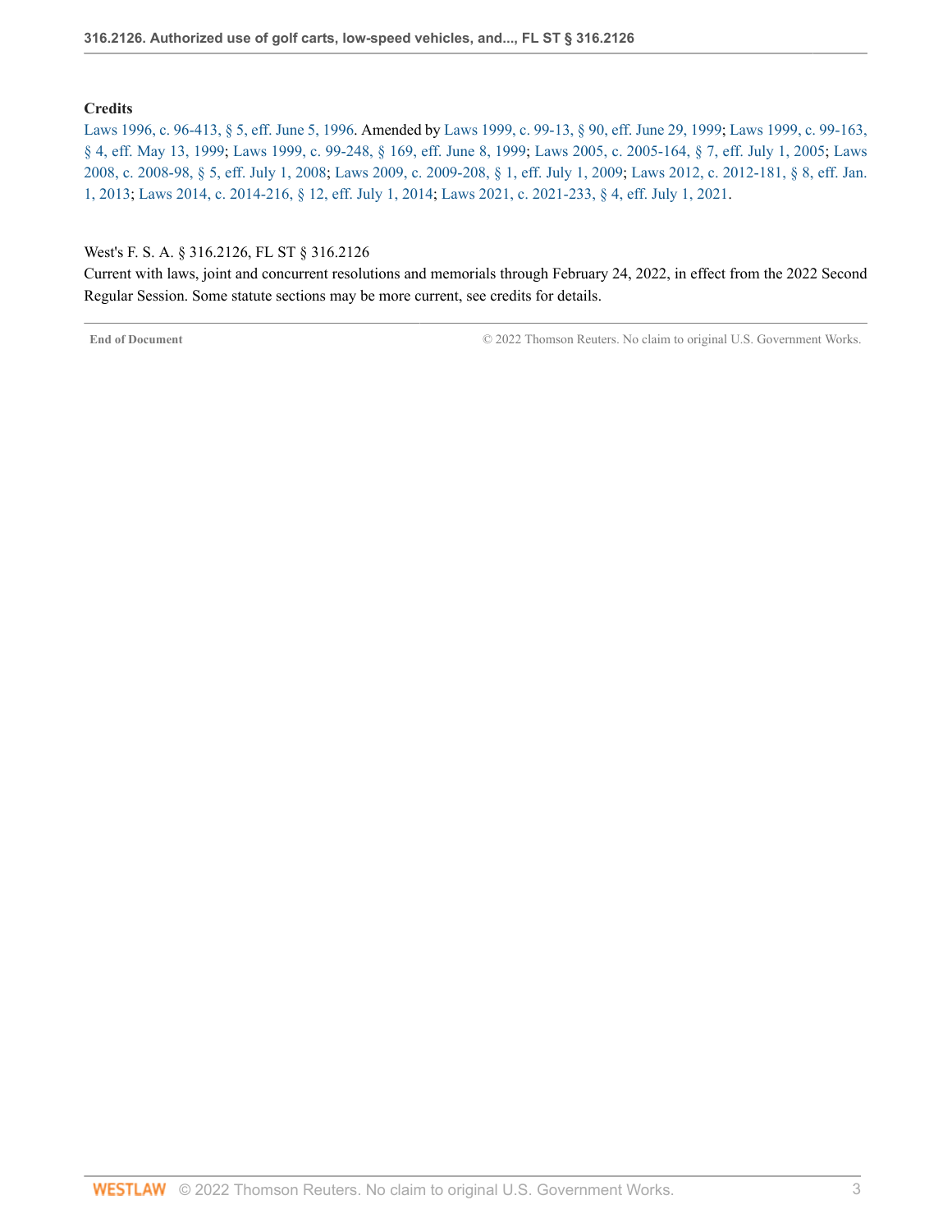**Credits**

Laws 1996, c. 96-413, § 5, eff. June 5, 1996. Amended by Laws 1999, c. 99-13, § 90, eff. June 29, 1999; Laws 1999, c. 99-163, § 4, eff. May 13, 1999; Laws 1999, c. 99-248, § 169, eff. June 8, 1999; Laws 2005, c. 2005-164, § 7, eff. July 1, 2005; Laws 2008, c. 2008-98, § 5, eff. July 1, 2008; Laws 2009, c. 2009-208, § 1, eff. July 1, 2009; Laws 2012, c. 2012-181, § 8, eff. Jan. 1, 2013; Laws 2014, c. 2014-216, § 12, eff. July 1, 2014; Laws 2021, c. 2021-233, § 4, eff. July 1, 2021.

West's F. S. A. § 316.2126, FL ST § 316.2126

Current with laws, joint and concurrent resolutions and memorials through February 24, 2022, in effect from the 2022 Second Regular Session. Some statute sections may be more current, see credits for details.

**End of Document** © 2022 Thomson Reuters. No claim to original U.S. Government Works.